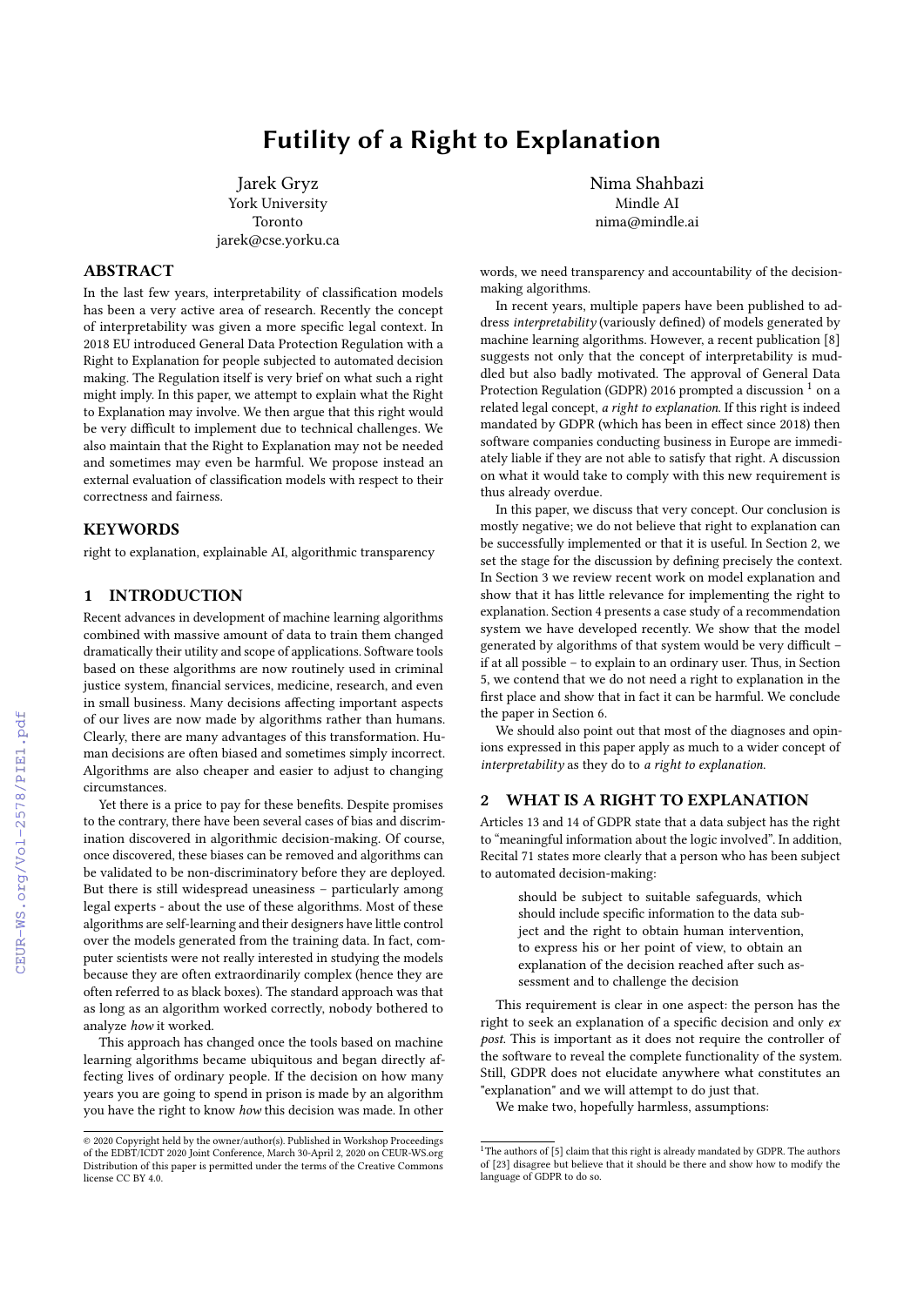# Futility of a Right to Explanation

Jarek Gryz
York University
Toronto
jarek@cse.yorku.ca

Nima Shahbazi
Mindle AI
nima@mindle.ai

## ABSTRACT

In the last few years, interpretability of classification models has been a very active area of research. Recently the concept of interpretability was given a more specific legal context. In 2018 EU introduced General Data Protection Regulation with a Right to Explanation for people subjected to automated decision making. The Regulation itself is very brief on what such a right might imply. In this paper, we attempt to explain what the Right to Explanation may involve. We then argue that this right would be very difficult to implement due to technical challenges. We also maintain that the Right to Explanation may not be needed and sometimes may even be harmful. We propose instead an external evaluation of classification models with respect to their correctness and fairness.

## KEYWORDS

right to explanation, explainable AI, algorithmic transparency

## 1 INTRODUCTION

Recent advances in development of machine learning algorithms combined with massive amount of data to train them changed dramatically their utility and scope of applications. Software tools based on these algorithms are now routinely used in criminal justice system, financial services, medicine, research, and even in small business. Many decisions affecting important aspects of our lives are now made by algorithms rather than humans. Clearly, there are many advantages of this transformation. Human decisions are often biased and sometimes simply incorrect. Algorithms are also cheaper and easier to adjust to changing circumstances.

Yet there is a price to pay for these benefits. Despite promises to the contrary, there have been several cases of bias and discrimination discovered in algorithmic decision-making. Of course, once discovered, these biases can be removed and algorithms can be validated to be non-discriminatory before they are deployed. But there is still widespread uneasiness – particularly among legal experts - about the use of these algorithms. Most of these algorithms are self-learning and their designers have little control over the models generated from the training data. In fact, computer scientists were not really interested in studying the models because they are often extraordinarily complex (hence they are often referred to as black boxes). The standard approach was that as long as an algorithm worked correctly, nobody bothered to analyze *how* it worked.

This approach has changed once the tools based on machine learning algorithms became ubiquitous and began directly affecting lives of ordinary people. If the decision on how many years you are going to spend in prison is made by an algorithm you have the right to know *how* this decision was made. In other words, we need transparency and accountability of the decision-making algorithms.

In recent years, multiple papers have been published to address *interpretability* (variously defined) of models generated by machine learning algorithms. However, a recent publication [8] suggests not only that the concept of interpretability is muddled but also badly motivated. The approval of General Data Protection Regulation (GDPR) 2016 prompted a discussion [1] on a related legal concept, *a right to explanation*. If this right is indeed mandated by GDPR (which has been in effect since 2018) then software companies conducting business in Europe are immediately liable if they are not able to satisfy that right. A discussion on what it would take to comply with this new requirement is thus already overdue.

In this paper, we discuss that very concept. Our conclusion is mostly negative; we do not believe that right to explanation can be successfully implemented or that it is useful. In Section 2, we set the stage for the discussion by defining precisely the context. In Section 3 we review recent work on model explanation and show that it has little relevance for implementing the right to explanation. Section 4 presents a case study of a recommendation system we have developed recently. We show that the model generated by algorithms of that system would be very difficult – if at all possible – to explain to an ordinary user. Thus, in Section 5, we contend that we do not need a right to explanation in the first place and show that in fact it can be harmful. We conclude the paper in Section 6.

We should also point out that most of the diagnoses and opinions expressed in this paper apply as much to a wider concept of *interpretability* as they do to *a right to explanation*.

## 2 WHAT IS A RIGHT TO EXPLANATION

Articles 13 and 14 of GDPR state that a data subject has the right to "meaningful information about the logic involved". In addition, Recital 71 states more clearly that a person who has been subject to automated decision-making:

> should be subject to suitable safeguards, which should include specific information to the data subject and the right to obtain human intervention, to express his or her point of view, to obtain an explanation of the decision reached after such assessment and to challenge the decision

This requirement is clear in one aspect: the person has the right to seek an explanation of a specific decision and only *ex post*. This is important as it does not require the controller of the software to reveal the complete functionality of the system. Still, GDPR does not elucidate anywhere what constitutes an "explanation" and we will attempt to do just that.

We make two, hopefully harmless, assumptions:

[1] The authors of [5] claim that this right is already mandated by GDPR. The authors of [23] disagree but believe that it should be there and show how to modify the language of GDPR to do so.

© 2020 Copyright held by the owner/author(s). Published in Workshop Proceedings of the EDBT/ICDT 2020 Joint Conference, March 30-April 2, 2020 on CEUR-WS.org Distribution of this paper is permitted under the terms of the Creative Commons license CC BY 4.0.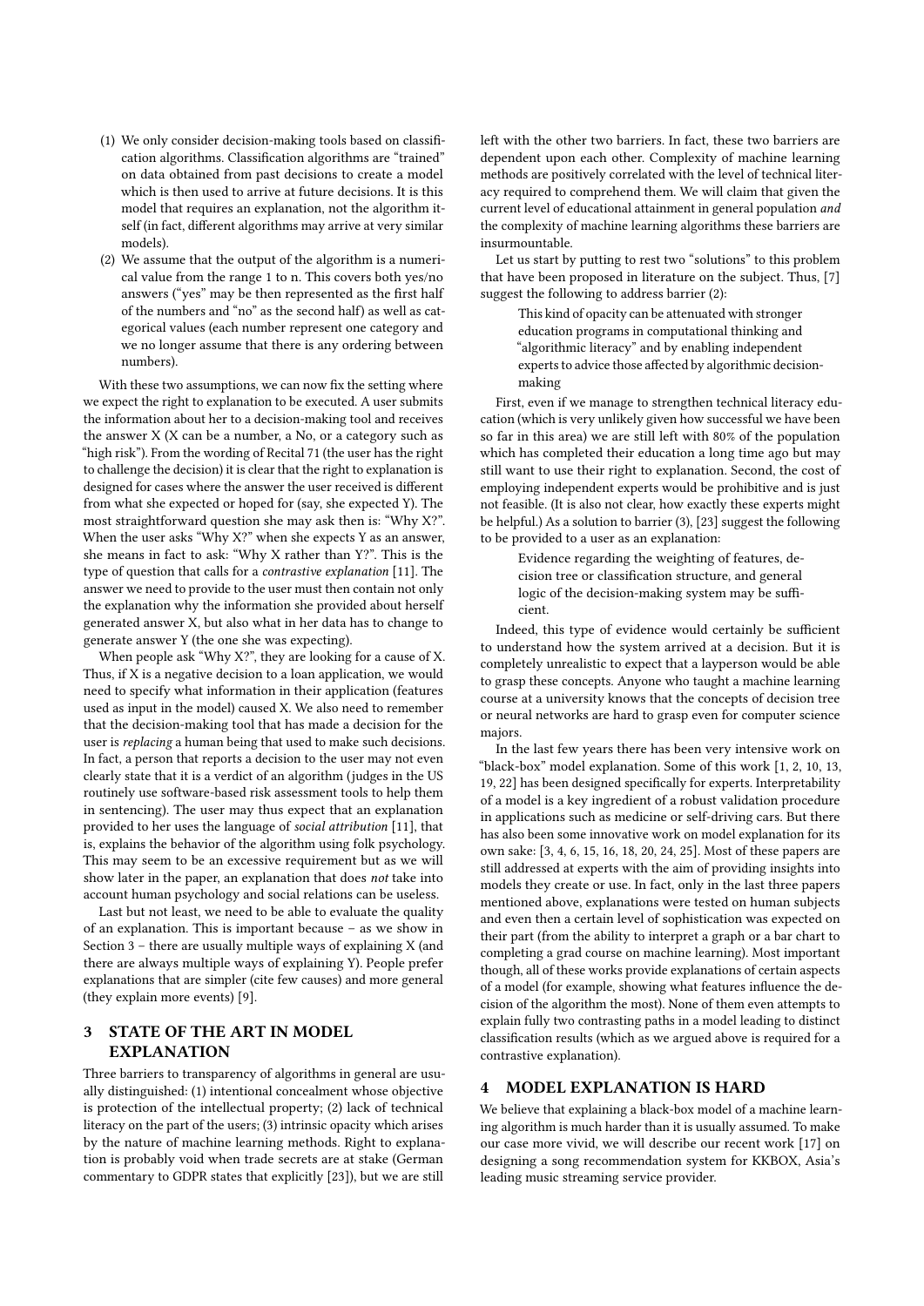(1) We only consider decision-making tools based on classification algorithms. Classification algorithms are "trained" on data obtained from past decisions to create a model which is then used to arrive at future decisions. It is this model that requires an explanation, not the algorithm itself (in fact, different algorithms may arrive at very similar models).
(2) We assume that the output of the algorithm is a numerical value from the range 1 to n. This covers both yes/no answers ("yes" may be then represented as the first half of the numbers and "no" as the second half) as well as categorical values (each number represent one category and we no longer assume that there is any ordering between numbers).

With these two assumptions, we can now fix the setting where we expect the right to explanation to be executed. A user submits the information about her to a decision-making tool and receives the answer X (X can be a number, a No, or a category such as "high risk"). From the wording of Recital 71 (the user has the right to challenge the decision) it is clear that the right to explanation is designed for cases where the answer the user received is different from what she expected or hoped for (say, she expected Y). The most straightforward question she may ask then is: "Why X?". When the user asks "Why X?" when she expects Y as an answer, she means in fact to ask: "Why X rather than Y?". This is the type of question that calls for a *contrastive explanation* [11]. The answer we need to provide to the user must then contain not only the explanation why the information she provided about herself generated answer X, but also what in her data has to change to generate answer Y (the one she was expecting).

When people ask "Why X?", they are looking for a cause of X. Thus, if X is a negative decision to a loan application, we would need to specify what information in their application (features used as input in the model) caused X. We also need to remember that the decision-making tool that has made a decision for the user is *replacing* a human being that used to make such decisions. In fact, a person that reports a decision to the user may not even clearly state that it is a verdict of an algorithm (judges in the US routinely use software-based risk assessment tools to help them in sentencing). The user may thus expect that an explanation provided to her uses the language of *social attribution* [11], that is, explains the behavior of the algorithm using folk psychology. This may seem to be an excessive requirement but as we will show later in the paper, an explanation that does *not* take into account human psychology and social relations can be useless.

Last but not least, we need to be able to evaluate the quality of an explanation. This is important because – as we show in Section 3 – there are usually multiple ways of explaining X (and there are always multiple ways of explaining Y). People prefer explanations that are simpler (cite few causes) and more general (they explain more events) [9].

## 3 STATE OF THE ART IN MODEL EXPLANATION

Three barriers to transparency of algorithms in general are usually distinguished: (1) intentional concealment whose objective is protection of the intellectual property; (2) lack of technical literacy on the part of the users; (3) intrinsic opacity which arises by the nature of machine learning methods. Right to explanation is probably void when trade secrets are at stake (German commentary to GDPR states that explicitly [23]), but we are still left with the other two barriers. In fact, these two barriers are dependent upon each other. Complexity of machine learning methods are positively correlated with the level of technical literacy required to comprehend them. We will claim that given the current level of educational attainment in general population *and* the complexity of machine learning algorithms these barriers are insurmountable.

Let us start by putting to rest two "solutions" to this problem that have been proposed in literature on the subject. Thus, [7] suggest the following to address barrier (2):

> This kind of opacity can be attenuated with stronger education programs in computational thinking and "algorithmic literacy" and by enabling independent experts to advice those affected by algorithmic decision-making

First, even if we manage to strengthen technical literacy education (which is very unlikely given how successful we have been so far in this area) we are still left with 80% of the population which has completed their education a long time ago but may still want to use their right to explanation. Second, the cost of employing independent experts would be prohibitive and is just not feasible. (It is also not clear, how exactly these experts might be helpful.) As a solution to barrier (3), [23] suggest the following to be provided to a user as an explanation:

> Evidence regarding the weighting of features, decision tree or classification structure, and general logic of the decision-making system may be sufficient.

Indeed, this type of evidence would certainly be sufficient to understand how the system arrived at a decision. But it is completely unrealistic to expect that a layperson would be able to grasp these concepts. Anyone who taught a machine learning course at a university knows that the concepts of decision tree or neural networks are hard to grasp even for computer science majors.

In the last few years there has been very intensive work on "black-box" model explanation. Some of this work [1, 2, 10, 13, 19, 22] has been designed specifically for experts. Interpretability of a model is a key ingredient of a robust validation procedure in applications such as medicine or self-driving cars. But there has also been some innovative work on model explanation for its own sake: [3, 4, 6, 15, 16, 18, 20, 24, 25]. Most of these papers are still addressed at experts with the aim of providing insights into models they create or use. In fact, only in the last three papers mentioned above, explanations were tested on human subjects and even then a certain level of sophistication was expected on their part (from the ability to interpret a graph or a bar chart to completing a grad course on machine learning). Most important though, all of these works provide explanations of certain aspects of a model (for example, showing what features influence the decision of the algorithm the most). None of them even attempts to explain fully two contrasting paths in a model leading to distinct classification results (which as we argued above is required for a contrastive explanation).

## 4 MODEL EXPLANATION IS HARD

We believe that explaining a black-box model of a machine learning algorithm is much harder than it is usually assumed. To make our case more vivid, we will describe our recent work [17] on designing a song recommendation system for KKBOX, Asia's leading music streaming service provider.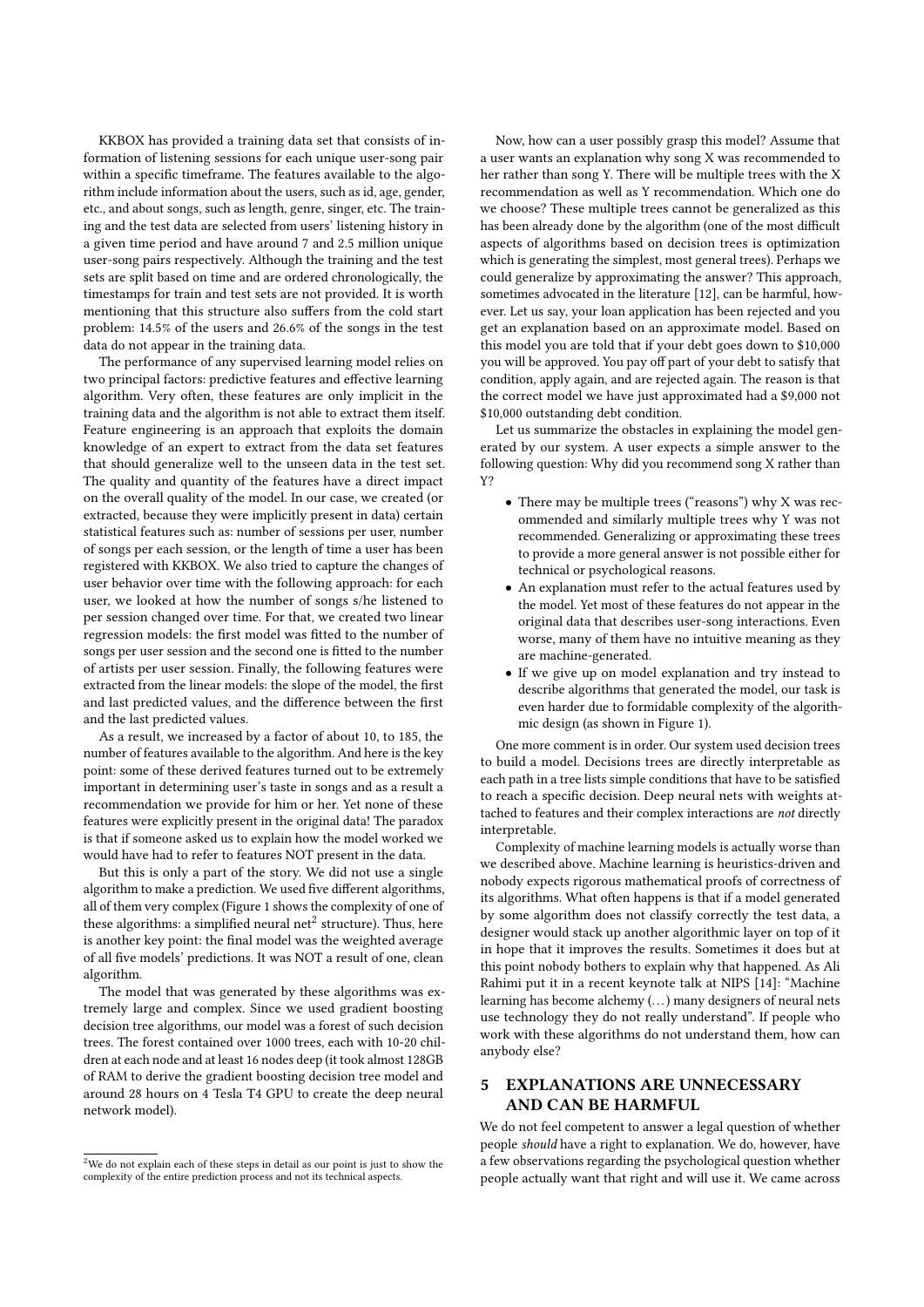KKBOX has provided a training data set that consists of information of listening sessions for each unique user-song pair within a specific timeframe. The features available to the algorithm include information about the users, such as id, age, gender, etc., and about songs, such as length, genre, singer, etc. The training and the test data are selected from users' listening history in a given time period and have around 7 and 2.5 million unique user-song pairs respectively. Although the training and the test sets are split based on time and are ordered chronologically, the timestamps for train and test sets are not provided. It is worth mentioning that this structure also suffers from the cold start problem: 14.5% of the users and 26.6% of the songs in the test data do not appear in the training data.

The performance of any supervised learning model relies on two principal factors: predictive features and effective learning algorithm. Very often, these features are only implicit in the training data and the algorithm is not able to extract them itself. Feature engineering is an approach that exploits the domain knowledge of an expert to extract from the data set features that should generalize well to the unseen data in the test set. The quality and quantity of the features have a direct impact on the overall quality of the model. In our case, we created (or extracted, because they were implicitly present in data) certain statistical features such as: number of sessions per user, number of songs per each session, or the length of time a user has been registered with KKBOX. We also tried to capture the changes of user behavior over time with the following approach: for each user, we looked at how the number of songs s/he listened to per session changed over time. For that, we created two linear regression models: the first model was fitted to the number of songs per user session and the second one is fitted to the number of artists per user session. Finally, the following features were extracted from the linear models: the slope of the model, the first and last predicted values, and the difference between the first and the last predicted values.

As a result, we increased by a factor of about 10, to 185, the number of features available to the algorithm. And here is the key point: some of these derived features turned out to be extremely important in determining user's taste in songs and as a result a recommendation we provide for him or her. Yet none of these features were explicitly present in the original data! The paradox is that if someone asked us to explain how the model worked we would have had to refer to features NOT present in the data.

But this is only a part of the story. We did not use a single algorithm to make a prediction. We used five different algorithms, all of them very complex (Figure 1 shows the complexity of one of these algorithms: a simplified neural net[2] structure). Thus, here is another key point: the final model was the weighted average of all five models' predictions. It was NOT a result of one, clean algorithm.

The model that was generated by these algorithms was extremely large and complex. Since we used gradient boosting decision tree algorithms, our model was a forest of such decision trees. The forest contained over 1000 trees, each with 10-20 children at each node and at least 16 nodes deep (it took almost 128GB of RAM to derive the gradient boosting decision tree model and around 28 hours on 4 Tesla T4 GPU to create the deep neural network model).

[2] We do not explain each of these steps in detail as our point is just to show the complexity of the entire prediction process and not its technical aspects.

Now, how can a user possibly grasp this model? Assume that a user wants an explanation why song X was recommended to her rather than song Y. There will be multiple trees with the X recommendation as well as Y recommendation. Which one do we choose? These multiple trees cannot be generalized as this has been already done by the algorithm (one of the most difficult aspects of algorithms based on decision trees is optimization which is generating the simplest, most general trees). Perhaps we could generalize by approximating the answer? This approach, sometimes advocated in the literature [12], can be harmful, however. Let us say, your loan application has been rejected and you get an explanation based on an approximate model. Based on this model you are told that if your debt goes down to $10,000 you will be approved. You pay off part of your debt to satisfy that condition, apply again, and are rejected again. The reason is that the correct model we have just approximated had a $9,000 not $10,000 outstanding debt condition.

Let us summarize the obstacles in explaining the model generated by our system. A user expects a simple answer to the following question: Why did you recommend song X rather than Y?

- There may be multiple trees ("reasons") why X was recommended and similarly multiple trees why Y was not recommended. Generalizing or approximating these trees to provide a more general answer is not possible either for technical or psychological reasons.
- An explanation must refer to the actual features used by the model. Yet most of these features do not appear in the original data that describes user-song interactions. Even worse, many of them have no intuitive meaning as they are machine-generated.
- If we give up on model explanation and try instead to describe algorithms that generated the model, our task is even harder due to formidable complexity of the algorithmic design (as shown in Figure 1).

One more comment is in order. Our system used decision trees to build a model. Decisions trees are directly interpretable as each path in a tree lists simple conditions that have to be satisfied to reach a specific decision. Deep neural nets with weights attached to features and their complex interactions are *not* directly interpretable.

Complexity of machine learning models is actually worse than we described above. Machine learning is heuristics-driven and nobody expects rigorous mathematical proofs of correctness of its algorithms. What often happens is that if a model generated by some algorithm does not classify correctly the test data, a designer would stack up another algorithmic layer on top of it in hope that it improves the results. Sometimes it does but at this point nobody bothers to explain why that happened. As Ali Rahimi put it in a recent keynote talk at NIPS [14]: "Machine learning has become alchemy (…) many designers of neural nets use technology they do not really understand". If people who work with these algorithms do not understand them, how can anybody else?

## 5 EXPLANATIONS ARE UNNECESSARY AND CAN BE HARMFUL

We do not feel competent to answer a legal question of whether people *should* have a right to explanation. We do, however, have a few observations regarding the psychological question whether people actually want that right and will use it. We came across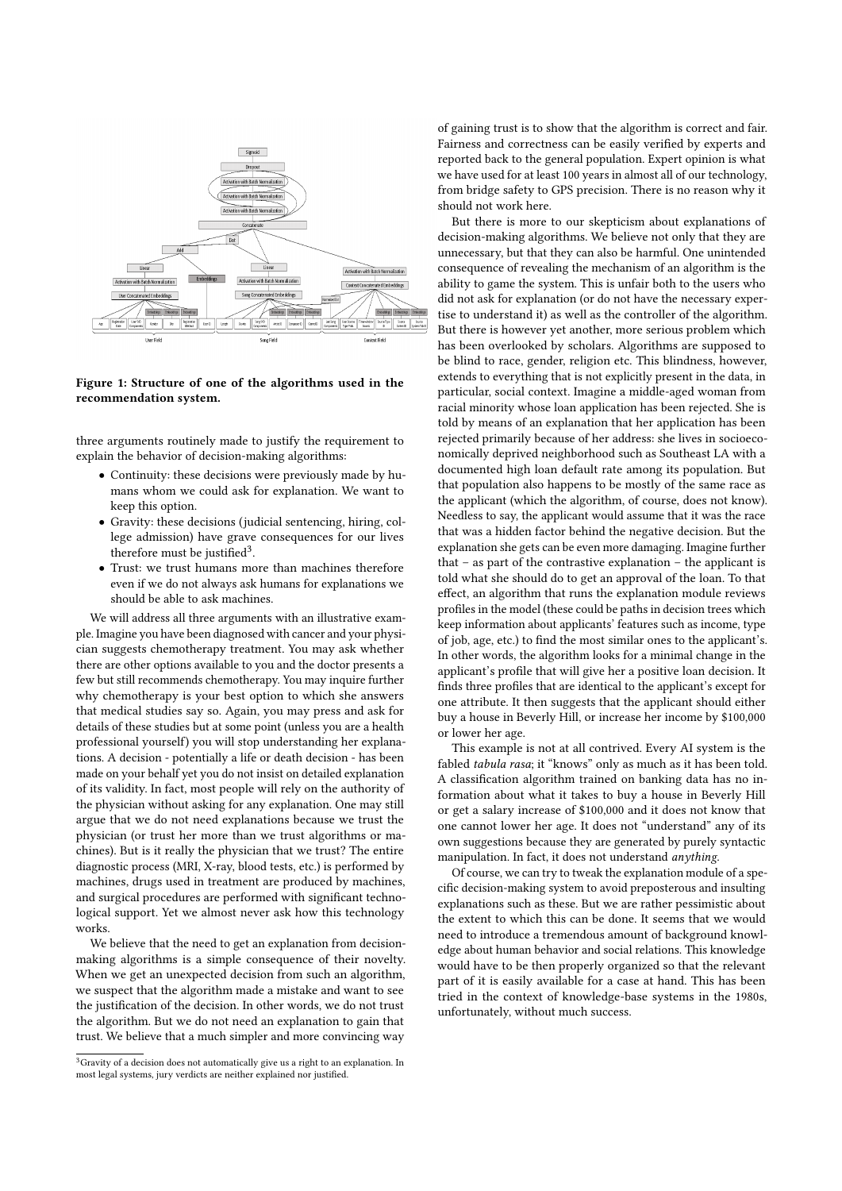Figure 1: Structure of one of the algorithms used in the recommendation system.

three arguments routinely made to justify the requirement to explain the behavior of decision-making algorithms:

- Continuity: these decisions were previously made by humans whom we could ask for explanation. We want to keep this option.
- Gravity: these decisions (judicial sentencing, hiring, college admission) have grave consequences for our lives therefore must be justified[3].
- Trust: we trust humans more than machines therefore even if we do not always ask humans for explanations we should be able to ask machines.

We will address all three arguments with an illustrative example. Imagine you have been diagnosed with cancer and your physician suggests chemotherapy treatment. You may ask whether there are other options available to you and the doctor presents a few but still recommends chemotherapy. You may inquire further why chemotherapy is your best option to which she answers that medical studies say so. Again, you may press and ask for details of these studies but at some point (unless you are a health professional yourself) you will stop understanding her explanations. A decision - potentially a life or death decision - has been made on your behalf yet you do not insist on detailed explanation of its validity. In fact, most people will rely on the authority of the physician without asking for any explanation. One may still argue that we do not need explanations because we trust the physician (or trust her more than we trust algorithms or machines). But is it really the physician that we trust? The entire diagnostic process (MRI, X-ray, blood tests, etc.) is performed by machines, drugs used in treatment are produced by machines, and surgical procedures are performed with significant technological support. Yet we almost never ask how this technology works.

We believe that the need to get an explanation from decision-making algorithms is a simple consequence of their novelty. When we get an unexpected decision from such an algorithm, we suspect that the algorithm made a mistake and want to see the justification of the decision. In other words, we do not trust the algorithm. But we do not need an explanation to gain that trust. We believe that a much simpler and more convincing way of gaining trust is to show that the algorithm is correct and fair. Fairness and correctness can be easily verified by experts and reported back to the general population. Expert opinion is what we have used for at least 100 years in almost all of our technology, from bridge safety to GPS precision. There is no reason why it should not work here.

But there is more to our skepticism about explanations of decision-making algorithms. We believe not only that they are unnecessary, but that they can also be harmful. One unintended consequence of revealing the mechanism of an algorithm is the ability to game the system. This is unfair both to the users who did not ask for explanation (or do not have the necessary expertise to understand it) as well as the controller of the algorithm. But there is however yet another, more serious problem which has been overlooked by scholars. Algorithms are supposed to be blind to race, gender, religion etc. This blindness, however, extends to everything that is not explicitly present in the data, in particular, social context. Imagine a middle-aged woman from racial minority whose loan application has been rejected. She is told by means of an explanation that her application has been rejected primarily because of her address: she lives in socioeconomically deprived neighborhood such as Southeast LA with a documented high loan default rate among its population. But that population also happens to be mostly of the same race as the applicant (which the algorithm, of course, does not know). Needless to say, the applicant would assume that it was the race that was a hidden factor behind the negative decision. But the explanation she gets can be even more damaging. Imagine further that – as part of the contrastive explanation – the applicant is told what she should do to get an approval of the loan. To that effect, an algorithm that runs the explanation module reviews profiles in the model (these could be paths in decision trees which keep information about applicants' features such as income, type of job, age, etc.) to find the most similar ones to the applicant's. In other words, the algorithm looks for a minimal change in the applicant's profile that will give her a positive loan decision. It finds three profiles that are identical to the applicant's except for one attribute. It then suggests that the applicant should either buy a house in Beverly Hill, or increase her income by $100,000 or lower her age.

This example is not at all contrived. Every AI system is the fabled *tabula rasa*; it "knows" only as much as it has been told. A classification algorithm trained on banking data has no information about what it takes to buy a house in Beverly Hill or get a salary increase of $100,000 and it does not know that one cannot lower her age. It does not "understand" any of its own suggestions because they are generated by purely syntactic manipulation. In fact, it does not understand *anything*.

Of course, we can try to tweak the explanation module of a specific decision-making system to avoid preposterous and insulting explanations such as these. But we are rather pessimistic about the extent to which this can be done. It seems that we would need to introduce a tremendous amount of background knowledge about human behavior and social relations. This knowledge would have to be then properly organized so that the relevant part of it is easily available for a case at hand. This has been tried in the context of knowledge-base systems in the 1980s, unfortunately, without much success.

[3] Gravity of a decision does not automatically give us a right to an explanation. In most legal systems, jury verdicts are neither explained nor justified.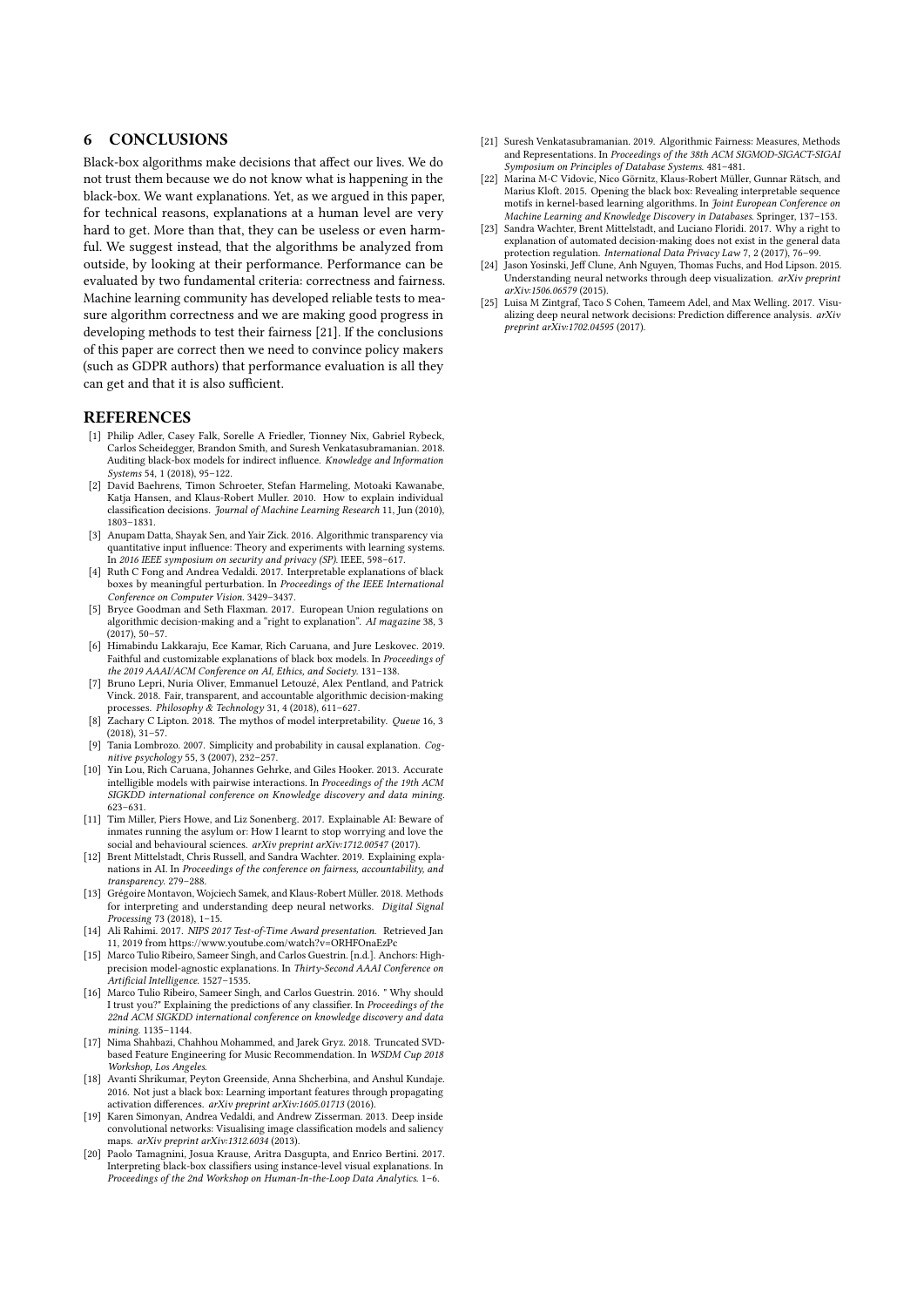## 6 CONCLUSIONS

Black-box algorithms make decisions that affect our lives. We do not trust them because we do not know what is happening in the black-box. We want explanations. Yet, as we argued in this paper, for technical reasons, explanations at a human level are very hard to get. More than that, they can be useless or even harmful. We suggest instead, that the algorithms be analyzed from outside, by looking at their performance. Performance can be evaluated by two fundamental criteria: correctness and fairness. Machine learning community has developed reliable tests to measure algorithm correctness and we are making good progress in developing methods to test their fairness [21]. If the conclusions of this paper are correct then we need to convince policy makers (such as GDPR authors) that performance evaluation is all they can get and that it is also sufficient.

## REFERENCES

[1] Philip Adler, Casey Falk, Sorelle A Friedler, Tionney Nix, Gabriel Rybeck, Carlos Scheidegger, Brandon Smith, and Suresh Venkatasubramanian. 2018. Auditing black-box models for indirect influence. *Knowledge and Information Systems* 54, 1 (2018), 95–122.

[2] David Baehrens, Timon Schroeter, Stefan Harmeling, Motoaki Kawanabe, Katja Hansen, and Klaus-Robert Muller. 2010. How to explain individual classification decisions. *Journal of Machine Learning Research* 11, Jun (2010), 1803–1831.

[3] Anupam Datta, Shayak Sen, and Yair Zick. 2016. Algorithmic transparency via quantitative input influence: Theory and experiments with learning systems. In *2016 IEEE symposium on security and privacy (SP)*. IEEE, 598–617.

[4] Ruth C Fong and Andrea Vedaldi. 2017. Interpretable explanations of black boxes by meaningful perturbation. In *Proceedings of the IEEE International Conference on Computer Vision*. 3429–3437.

[5] Bryce Goodman and Seth Flaxman. 2017. European Union regulations on algorithmic decision-making and a "right to explanation". *AI magazine* 38, 3 (2017), 50–57.

[6] Himabindu Lakkaraju, Ece Kamar, Rich Caruana, and Jure Leskovec. 2019. Faithful and customizable explanations of black box models. In *Proceedings of the 2019 AAAI/ACM Conference on AI, Ethics, and Society*. 131–138.

[7] Bruno Lepri, Nuria Oliver, Emmanuel Letouzé, Alex Pentland, and Patrick Vinck. 2018. Fair, transparent, and accountable algorithmic decision-making processes. *Philosophy & Technology* 31, 4 (2018), 611–627.

[8] Zachary C Lipton. 2018. The mythos of model interpretability. *Queue* 16, 3 (2018), 31–57.

[9] Tania Lombrozo. 2007. Simplicity and probability in causal explanation. *Cognitive psychology* 55, 3 (2007), 232–257.

[10] Yin Lou, Rich Caruana, Johannes Gehrke, and Giles Hooker. 2013. Accurate intelligible models with pairwise interactions. In *Proceedings of the 19th ACM SIGKDD international conference on Knowledge discovery and data mining*. 623–631.

[11] Tim Miller, Piers Howe, and Liz Sonenberg. 2017. Explainable AI: Beware of inmates running the asylum or: How I learnt to stop worrying and love the social and behavioural sciences. *arXiv preprint arXiv:1712.00547* (2017).

[12] Brent Mittelstadt, Chris Russell, and Sandra Wachter. 2019. Explaining explanations in AI. In *Proceedings of the conference on fairness, accountability, and transparency*. 279–288.

[13] Grégoire Montavon, Wojciech Samek, and Klaus-Robert Müller. 2018. Methods for interpreting and understanding deep neural networks. *Digital Signal Processing* 73 (2018), 1–15.

[14] Ali Rahimi. 2017. *NIPS 2017 Test-of-Time Award presentation*. Retrieved Jan 11, 2019 from https://www.youtube.com/watch?v=ORHFOnaEzPc

[15] Marco Tulio Ribeiro, Sameer Singh, and Carlos Guestrin. [n.d.]. Anchors: High-precision model-agnostic explanations. In *Thirty-Second AAAI Conference on Artificial Intelligence*. 1527–1535.

[16] Marco Tulio Ribeiro, Sameer Singh, and Carlos Guestrin. 2016. " Why should I trust you?" Explaining the predictions of any classifier. In *Proceedings of the 22nd ACM SIGKDD international conference on knowledge discovery and data mining*. 1135–1144.

[17] Nima Shahbazi, Chahhou Mohammed, and Jarek Gryz. 2018. Truncated SVD-based Feature Engineering for Music Recommendation. In *WSDM Cup 2018 Workshop, Los Angeles*.

[18] Avanti Shrikumar, Peyton Greenside, Anna Shcherbina, and Anshul Kundaje. 2016. Not just a black box: Learning important features through propagating activation differences. *arXiv preprint arXiv:1605.01713* (2016).

[19] Karen Simonyan, Andrea Vedaldi, and Andrew Zisserman. 2013. Deep inside convolutional networks: Visualising image classification models and saliency maps. *arXiv preprint arXiv:1312.6034* (2013).

[20] Paolo Tamagnini, Josua Krause, Aritra Dasgupta, and Enrico Bertini. 2017. Interpreting black-box classifiers using instance-level visual explanations. In *Proceedings of the 2nd Workshop on Human-In-the-Loop Data Analytics*. 1–6.

[21] Suresh Venkatasubramanian. 2019. Algorithmic Fairness: Measures, Methods and Representations. In *Proceedings of the 38th ACM SIGMOD-SIGACT-SIGAI Symposium on Principles of Database Systems*. 481–481.

[22] Marina M-C Vidovic, Nico Görnitz, Klaus-Robert Müller, Gunnar Rätsch, and Marius Kloft. 2015. Opening the black box: Revealing interpretable sequence motifs in kernel-based learning algorithms. In *Joint European Conference on Machine Learning and Knowledge Discovery in Databases*. Springer, 137–153.

[23] Sandra Wachter, Brent Mittelstadt, and Luciano Floridi. 2017. Why a right to explanation of automated decision-making does not exist in the general data protection regulation. *International Data Privacy Law* 7, 2 (2017), 76–99.

[24] Jason Yosinski, Jeff Clune, Anh Nguyen, Thomas Fuchs, and Hod Lipson. 2015. Understanding neural networks through deep visualization. *arXiv preprint arXiv:1506.06579* (2015).

[25] Luisa M Zintgraf, Taco S Cohen, Tameem Adel, and Max Welling. 2017. Visualizing deep neural network decisions: Prediction difference analysis. *arXiv preprint arXiv:1702.04595* (2017).